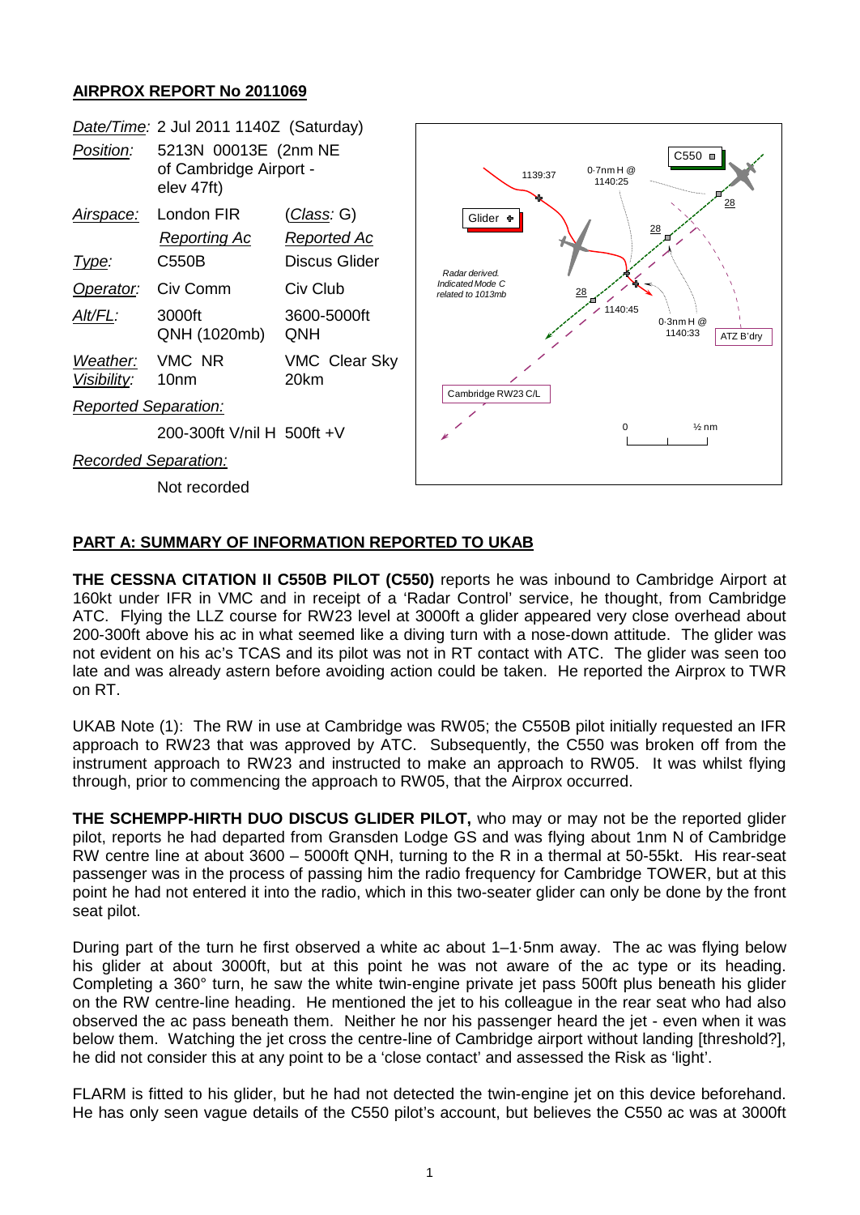## AIRPROX REPORT No 2011069

*Date/Time:* 2 Jul 2011 1140Z (Saturday)

*Position:* 5213N 00013E (2nm NE of Cambridge Airport - elev 47ft)

| | | |
|---|---|---|
| *Airspace:* | London FIR | (*Class:* G) |
| | *Reporting Ac* | *Reported Ac* |
| *Type:* | C550B | Discus Glider |
| *Operator:* | Civ Comm | Civ Club |
| *Alt/FL:* | 3000ft QNH (1020mb) | 3600-5000ft QNH |
| *Weather:* | VMC NR | VMC Clear Sky |
| *Visibility:* | 10nm | 20km |

*Reported Separation:*

200-300ft V/nil H 500ft +V

*Recorded Separation:*

Not recorded

### PART A: SUMMARY OF INFORMATION REPORTED TO UKAB

**THE CESSNA CITATION II C550B PILOT (C550)** reports he was inbound to Cambridge Airport at 160kt under IFR in VMC and in receipt of a 'Radar Control' service, he thought, from Cambridge ATC. Flying the LLZ course for RW23 level at 3000ft a glider appeared very close overhead about 200-300ft above his ac in what seemed like a diving turn with a nose-down attitude. The glider was not evident on his ac's TCAS and its pilot was not in RT contact with ATC. The glider was seen too late and was already astern before avoiding action could be taken. He reported the Airprox to TWR on RT.

UKAB Note (1): The RW in use at Cambridge was RW05; the C550B pilot initially requested an IFR approach to RW23 that was approved by ATC. Subsequently, the C550 was broken off from the instrument approach to RW23 and instructed to make an approach to RW05. It was whilst flying through, prior to commencing the approach to RW05, that the Airprox occurred.

**THE SCHEMPP-HIRTH DUO DISCUS GLIDER PILOT,** who may or may not be the reported glider pilot, reports he had departed from Gransden Lodge GS and was flying about 1nm N of Cambridge RW centre line at about 3600 – 5000ft QNH, turning to the R in a thermal at 50-55kt. His rear-seat passenger was in the process of passing him the radio frequency for Cambridge TOWER, but at this point he had not entered it into the radio, which in this two-seater glider can only be done by the front seat pilot.

During part of the turn he first observed a white ac about 1–1·5nm away. The ac was flying below his glider at about 3000ft, but at this point he was not aware of the ac type or its heading. Completing a 360° turn, he saw the white twin-engine private jet pass 500ft plus beneath his glider on the RW centre-line heading. He mentioned the jet to his colleague in the rear seat who had also observed the ac pass beneath them. Neither he nor his passenger heard the jet - even when it was below them. Watching the jet cross the centre-line of Cambridge airport without landing [threshold?], he did not consider this at any point to be a 'close contact' and assessed the Risk as 'light'.

FLARM is fitted to his glider, but he had not detected the twin-engine jet on this device beforehand. He has only seen vague details of the C550 pilot's account, but believes the C550 ac was at 3000ft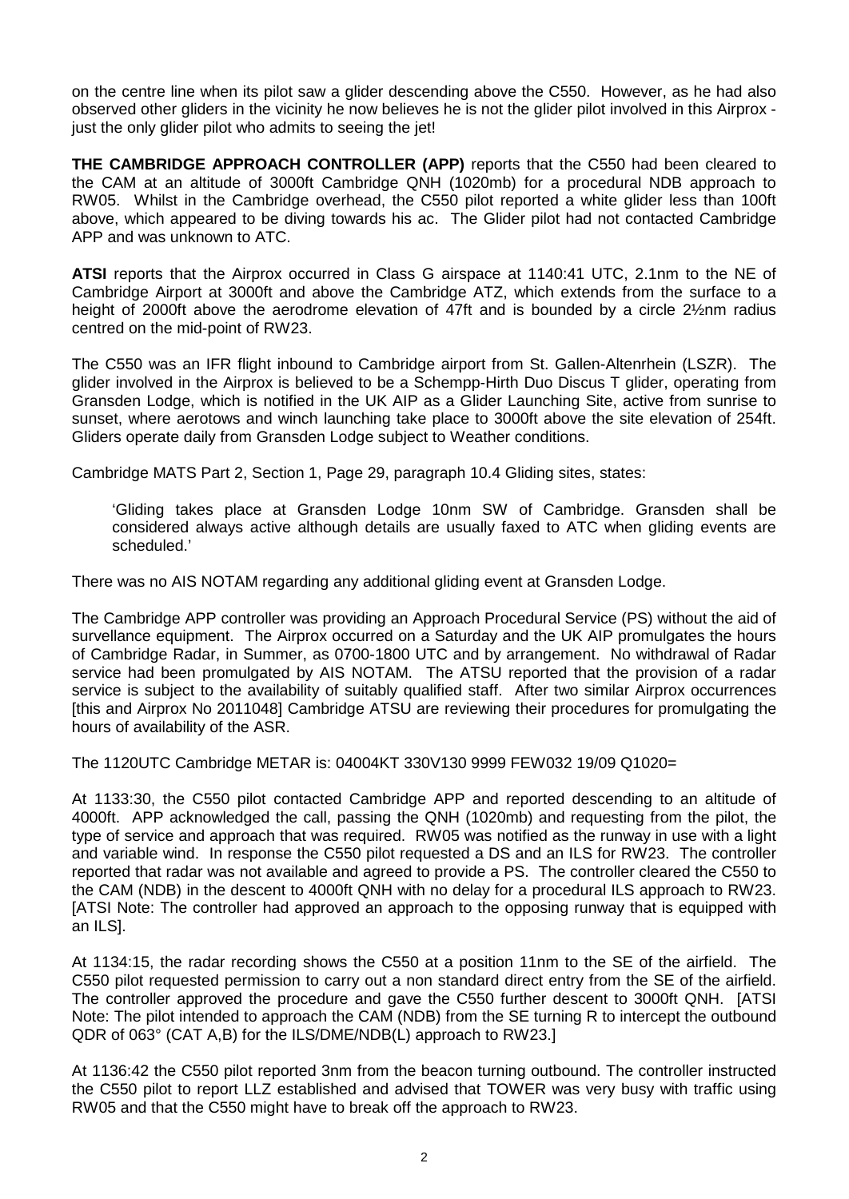on the centre line when its pilot saw a glider descending above the C550. However, as he had also observed other gliders in the vicinity he now believes he is not the glider pilot involved in this Airprox - just the only glider pilot who admits to seeing the jet!

**THE CAMBRIDGE APPROACH CONTROLLER (APP)** reports that the C550 had been cleared to the CAM at an altitude of 3000ft Cambridge QNH (1020mb) for a procedural NDB approach to RW05. Whilst in the Cambridge overhead, the C550 pilot reported a white glider less than 100ft above, which appeared to be diving towards his ac. The Glider pilot had not contacted Cambridge APP and was unknown to ATC.

**ATSI** reports that the Airprox occurred in Class G airspace at 1140:41 UTC, 2.1nm to the NE of Cambridge Airport at 3000ft and above the Cambridge ATZ, which extends from the surface to a height of 2000ft above the aerodrome elevation of 47ft and is bounded by a circle 2½nm radius centred on the mid-point of RW23.

The C550 was an IFR flight inbound to Cambridge airport from St. Gallen-Altenrhein (LSZR). The glider involved in the Airprox is believed to be a Schempp-Hirth Duo Discus T glider, operating from Gransden Lodge, which is notified in the UK AIP as a Glider Launching Site, active from sunrise to sunset, where aerotows and winch launching take place to 3000ft above the site elevation of 254ft. Gliders operate daily from Gransden Lodge subject to Weather conditions.

Cambridge MATS Part 2, Section 1, Page 29, paragraph 10.4 Gliding sites, states:

> 'Gliding takes place at Gransden Lodge 10nm SW of Cambridge. Gransden shall be considered always active although details are usually faxed to ATC when gliding events are scheduled.'

There was no AIS NOTAM regarding any additional gliding event at Gransden Lodge.

The Cambridge APP controller was providing an Approach Procedural Service (PS) without the aid of survellance equipment. The Airprox occurred on a Saturday and the UK AIP promulgates the hours of Cambridge Radar, in Summer, as 0700-1800 UTC and by arrangement. No withdrawal of Radar service had been promulgated by AIS NOTAM. The ATSU reported that the provision of a radar service is subject to the availability of suitably qualified staff. After two similar Airprox occurrences [this and Airprox No 2011048] Cambridge ATSU are reviewing their procedures for promulgating the hours of availability of the ASR.

The 1120UTC Cambridge METAR is: 04004KT 330V130 9999 FEW032 19/09 Q1020=

At 1133:30, the C550 pilot contacted Cambridge APP and reported descending to an altitude of 4000ft. APP acknowledged the call, passing the QNH (1020mb) and requesting from the pilot, the type of service and approach that was required. RW05 was notified as the runway in use with a light and variable wind. In response the C550 pilot requested a DS and an ILS for RW23. The controller reported that radar was not available and agreed to provide a PS. The controller cleared the C550 to the CAM (NDB) in the descent to 4000ft QNH with no delay for a procedural ILS approach to RW23. [ATSI Note: The controller had approved an approach to the opposing runway that is equipped with an ILS].

At 1134:15, the radar recording shows the C550 at a position 11nm to the SE of the airfield. The C550 pilot requested permission to carry out a non standard direct entry from the SE of the airfield. The controller approved the procedure and gave the C550 further descent to 3000ft QNH. [ATSI Note: The pilot intended to approach the CAM (NDB) from the SE turning R to intercept the outbound QDR of 063° (CAT A,B) for the ILS/DME/NDB(L) approach to RW23.]

At 1136:42 the C550 pilot reported 3nm from the beacon turning outbound. The controller instructed the C550 pilot to report LLZ established and advised that TOWER was very busy with traffic using RW05 and that the C550 might have to break off the approach to RW23.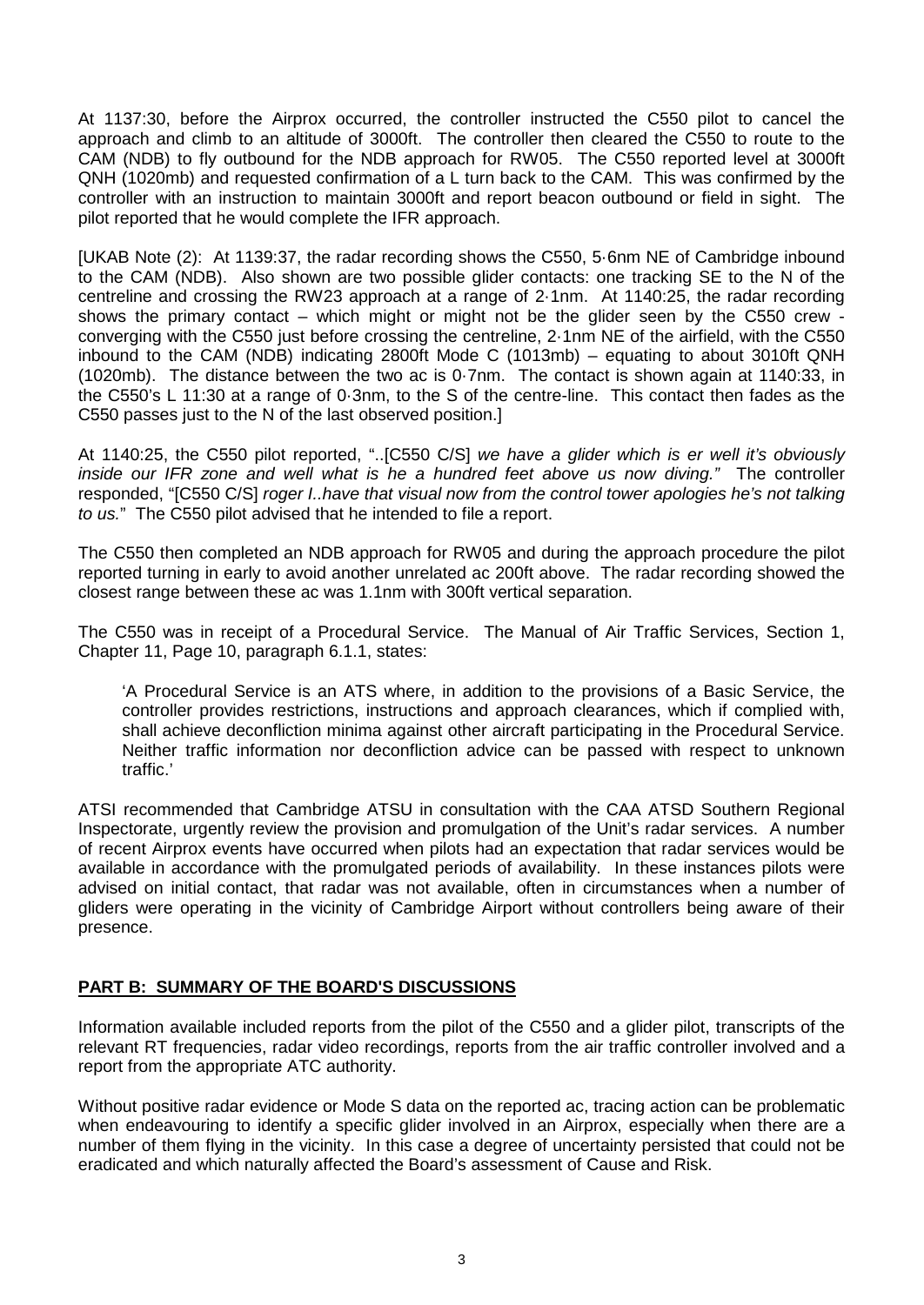At 1137:30, before the Airprox occurred, the controller instructed the C550 pilot to cancel the approach and climb to an altitude of 3000ft. The controller then cleared the C550 to route to the CAM (NDB) to fly outbound for the NDB approach for RW05. The C550 reported level at 3000ft QNH (1020mb) and requested confirmation of a L turn back to the CAM. This was confirmed by the controller with an instruction to maintain 3000ft and report beacon outbound or field in sight. The pilot reported that he would complete the IFR approach.

[UKAB Note (2): At 1139:37, the radar recording shows the C550, 5·6nm NE of Cambridge inbound to the CAM (NDB). Also shown are two possible glider contacts: one tracking SE to the N of the centreline and crossing the RW23 approach at a range of 2·1nm. At 1140:25, the radar recording shows the primary contact – which might or might not be the glider seen by the C550 crew - converging with the C550 just before crossing the centreline, 2·1nm NE of the airfield, with the C550 inbound to the CAM (NDB) indicating 2800ft Mode C (1013mb) – equating to about 3010ft QNH (1020mb). The distance between the two ac is 0·7nm. The contact is shown again at 1140:33, in the C550's L 11:30 at a range of 0·3nm, to the S of the centre-line. This contact then fades as the C550 passes just to the N of the last observed position.]

At 1140:25, the C550 pilot reported, "..[C550 C/S] *we have a glider which is er well it's obviously inside our IFR zone and well what is he a hundred feet above us now diving."* The controller responded, "[C550 C/S] *roger I..have that visual now from the control tower apologies he's not talking to us.*" The C550 pilot advised that he intended to file a report.

The C550 then completed an NDB approach for RW05 and during the approach procedure the pilot reported turning in early to avoid another unrelated ac 200ft above. The radar recording showed the closest range between these ac was 1.1nm with 300ft vertical separation.

The C550 was in receipt of a Procedural Service. The Manual of Air Traffic Services, Section 1, Chapter 11, Page 10, paragraph 6.1.1, states:

> 'A Procedural Service is an ATS where, in addition to the provisions of a Basic Service, the controller provides restrictions, instructions and approach clearances, which if complied with, shall achieve deconfliction minima against other aircraft participating in the Procedural Service. Neither traffic information nor deconfliction advice can be passed with respect to unknown traffic.'

ATSI recommended that Cambridge ATSU in consultation with the CAA ATSD Southern Regional Inspectorate, urgently review the provision and promulgation of the Unit's radar services. A number of recent Airprox events have occurred when pilots had an expectation that radar services would be available in accordance with the promulgated periods of availability. In these instances pilots were advised on initial contact, that radar was not available, often in circumstances when a number of gliders were operating in the vicinity of Cambridge Airport without controllers being aware of their presence.

## PART B: SUMMARY OF THE BOARD'S DISCUSSIONS

Information available included reports from the pilot of the C550 and a glider pilot, transcripts of the relevant RT frequencies, radar video recordings, reports from the air traffic controller involved and a report from the appropriate ATC authority.

Without positive radar evidence or Mode S data on the reported ac, tracing action can be problematic when endeavouring to identify a specific glider involved in an Airprox, especially when there are a number of them flying in the vicinity. In this case a degree of uncertainty persisted that could not be eradicated and which naturally affected the Board's assessment of Cause and Risk.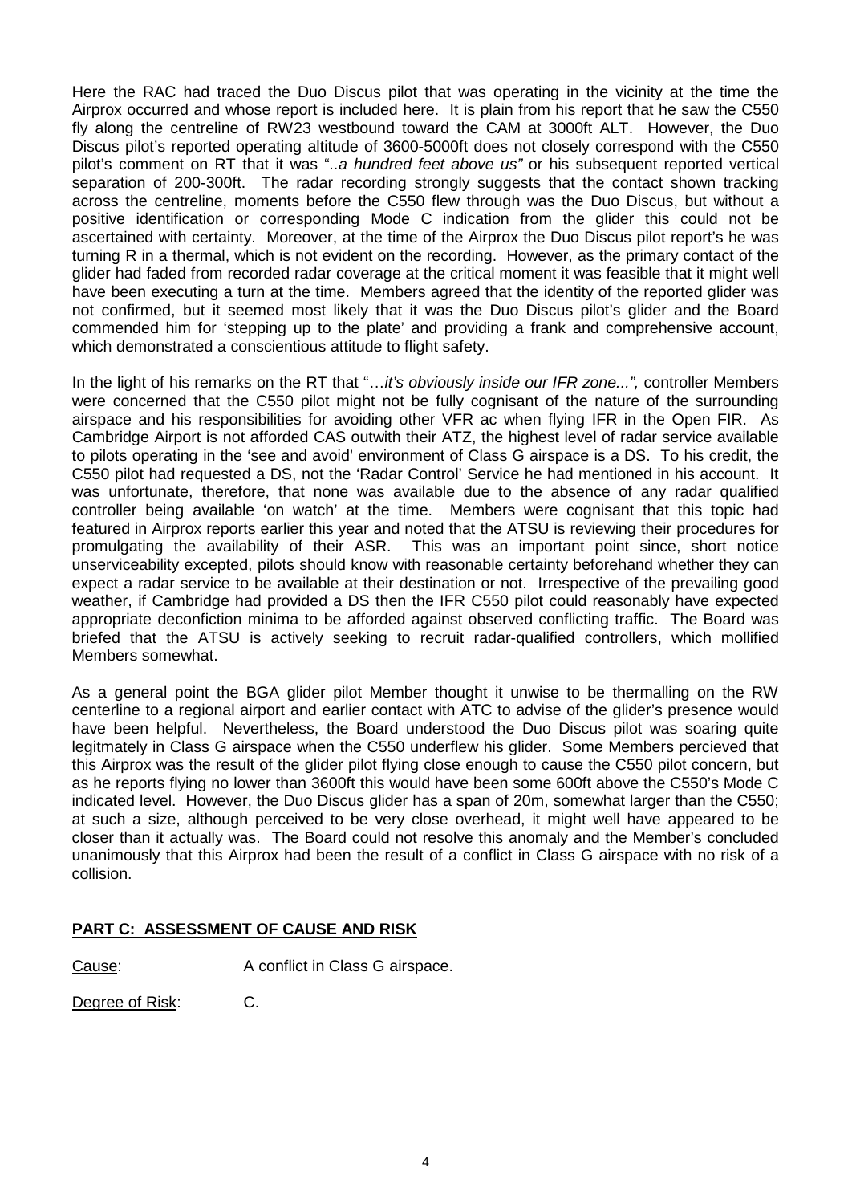Here the RAC had traced the Duo Discus pilot that was operating in the vicinity at the time the Airprox occurred and whose report is included here. It is plain from his report that he saw the C550 fly along the centreline of RW23 westbound toward the CAM at 3000ft ALT. However, the Duo Discus pilot's reported operating altitude of 3600-5000ft does not closely correspond with the C550 pilot's comment on RT that it was "*..a hundred feet above us"* or his subsequent reported vertical separation of 200-300ft. The radar recording strongly suggests that the contact shown tracking across the centreline, moments before the C550 flew through was the Duo Discus, but without a positive identification or corresponding Mode C indication from the glider this could not be ascertained with certainty. Moreover, at the time of the Airprox the Duo Discus pilot report's he was turning R in a thermal, which is not evident on the recording. However, as the primary contact of the glider had faded from recorded radar coverage at the critical moment it was feasible that it might well have been executing a turn at the time. Members agreed that the identity of the reported glider was not confirmed, but it seemed most likely that it was the Duo Discus pilot's glider and the Board commended him for 'stepping up to the plate' and providing a frank and comprehensive account, which demonstrated a conscientious attitude to flight safety.

In the light of his remarks on the RT that "…*it's obviously inside our IFR zone...",* controller Members were concerned that the C550 pilot might not be fully cognisant of the nature of the surrounding airspace and his responsibilities for avoiding other VFR ac when flying IFR in the Open FIR. As Cambridge Airport is not afforded CAS outwith their ATZ, the highest level of radar service available to pilots operating in the 'see and avoid' environment of Class G airspace is a DS. To his credit, the C550 pilot had requested a DS, not the 'Radar Control' Service he had mentioned in his account. It was unfortunate, therefore, that none was available due to the absence of any radar qualified controller being available 'on watch' at the time. Members were cognisant that this topic had featured in Airprox reports earlier this year and noted that the ATSU is reviewing their procedures for promulgating the availability of their ASR. This was an important point since, short notice unserviceability excepted, pilots should know with reasonable certainty beforehand whether they can expect a radar service to be available at their destination or not. Irrespective of the prevailing good weather, if Cambridge had provided a DS then the IFR C550 pilot could reasonably have expected appropriate deconfiction minima to be afforded against observed conflicting traffic. The Board was briefed that the ATSU is actively seeking to recruit radar-qualified controllers, which mollified Members somewhat.

As a general point the BGA glider pilot Member thought it unwise to be thermalling on the RW centerline to a regional airport and earlier contact with ATC to advise of the glider's presence would have been helpful. Nevertheless, the Board understood the Duo Discus pilot was soaring quite legitmately in Class G airspace when the C550 underflew his glider. Some Members percieved that this Airprox was the result of the glider pilot flying close enough to cause the C550 pilot concern, but as he reports flying no lower than 3600ft this would have been some 600ft above the C550's Mode C indicated level. However, the Duo Discus glider has a span of 20m, somewhat larger than the C550; at such a size, although perceived to be very close overhead, it might well have appeared to be closer than it actually was. The Board could not resolve this anomaly and the Member's concluded unanimously that this Airprox had been the result of a conflict in Class G airspace with no risk of a collision.

## PART C: ASSESSMENT OF CAUSE AND RISK

Cause: A conflict in Class G airspace.

Degree of Risk: C.